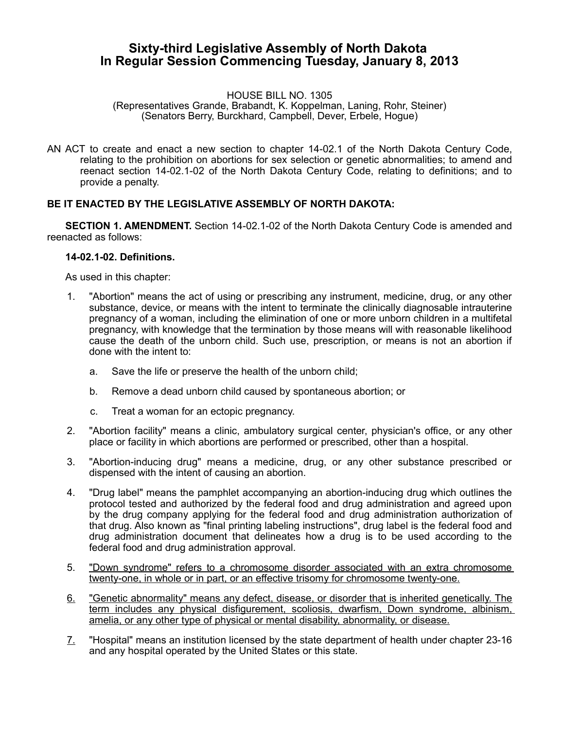# Sixty-third Legislative Assembly of North Dakota In Regular Session Commencing Tuesday, January 8, 2013

HOUSE BILL NO. 1305
(Representatives Grande, Brabandt, K. Koppelman, Laning, Rohr, Steiner)
(Senators Berry, Burckhard, Campbell, Dever, Erbele, Hogue)

AN ACT to create and enact a new section to chapter 14-02.1 of the North Dakota Century Code, relating to the prohibition on abortions for sex selection or genetic abnormalities; to amend and reenact section 14-02.1-02 of the North Dakota Century Code, relating to definitions; and to provide a penalty.

**BE IT ENACTED BY THE LEGISLATIVE ASSEMBLY OF NORTH DAKOTA:**

**SECTION 1. AMENDMENT.** Section 14-02.1-02 of the North Dakota Century Code is amended and reenacted as follows:

**14-02.1-02. Definitions.**

As used in this chapter:

1. "Abortion" means the act of using or prescribing any instrument, medicine, drug, or any other substance, device, or means with the intent to terminate the clinically diagnosable intrauterine pregnancy of a woman, including the elimination of one or more unborn children in a multifetal pregnancy, with knowledge that the termination by those means will with reasonable likelihood cause the death of the unborn child. Such use, prescription, or means is not an abortion if done with the intent to:
   a. Save the life or preserve the health of the unborn child;
   b. Remove a dead unborn child caused by spontaneous abortion; or
   c. Treat a woman for an ectopic pregnancy.
2. "Abortion facility" means a clinic, ambulatory surgical center, physician's office, or any other place or facility in which abortions are performed or prescribed, other than a hospital.
3. "Abortion-inducing drug" means a medicine, drug, or any other substance prescribed or dispensed with the intent of causing an abortion.
4. "Drug label" means the pamphlet accompanying an abortion-inducing drug which outlines the protocol tested and authorized by the federal food and drug administration and agreed upon by the drug company applying for the federal food and drug administration authorization of that drug. Also known as "final printing labeling instructions", drug label is the federal food and drug administration document that delineates how a drug is to be used according to the federal food and drug administration approval.
5. <u>"Down syndrome" refers to a chromosome disorder associated with an extra chromosome twenty-one, in whole or in part, or an effective trisomy for chromosome twenty-one.</u>
6. <u>"Genetic abnormality" means any defect, disease, or disorder that is inherited genetically. The term includes any physical disfigurement, scoliosis, dwarfism, Down syndrome, albinism, amelia, or any other type of physical or mental disability, abnormality, or disease.</u>
7. "Hospital" means an institution licensed by the state department of health under chapter 23-16 and any hospital operated by the United States or this state.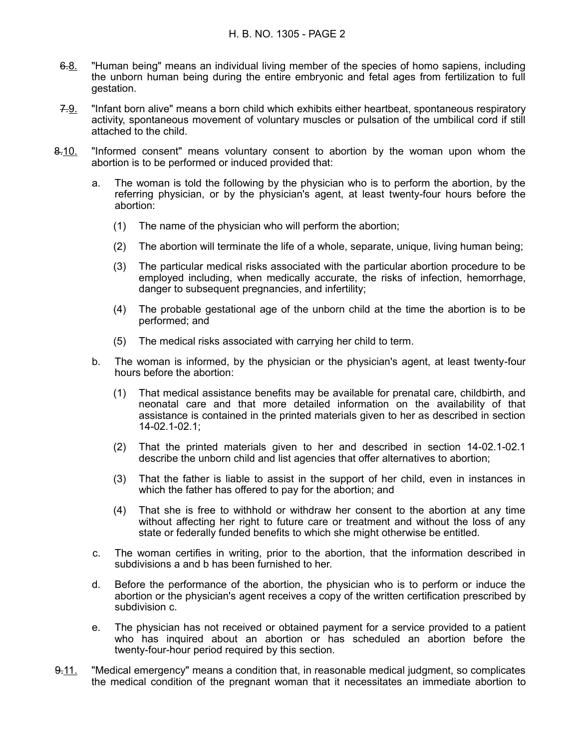~~6.~~8. "Human being" means an individual living member of the species of homo sapiens, including the unborn human being during the entire embryonic and fetal ages from fertilization to full gestation.

~~7.~~9. "Infant born alive" means a born child which exhibits either heartbeat, spontaneous respiratory activity, spontaneous movement of voluntary muscles or pulsation of the umbilical cord if still attached to the child.

~~8.~~10. "Informed consent" means voluntary consent to abortion by the woman upon whom the abortion is to be performed or induced provided that:

a. The woman is told the following by the physician who is to perform the abortion, by the referring physician, or by the physician's agent, at least twenty-four hours before the abortion:

(1) The name of the physician who will perform the abortion;

(2) The abortion will terminate the life of a whole, separate, unique, living human being;

(3) The particular medical risks associated with the particular abortion procedure to be employed including, when medically accurate, the risks of infection, hemorrhage, danger to subsequent pregnancies, and infertility;

(4) The probable gestational age of the unborn child at the time the abortion is to be performed; and

(5) The medical risks associated with carrying her child to term.

b. The woman is informed, by the physician or the physician's agent, at least twenty-four hours before the abortion:

(1) That medical assistance benefits may be available for prenatal care, childbirth, and neonatal care and that more detailed information on the availability of that assistance is contained in the printed materials given to her as described in section 14-02.1-02.1;

(2) That the printed materials given to her and described in section 14-02.1-02.1 describe the unborn child and list agencies that offer alternatives to abortion;

(3) That the father is liable to assist in the support of her child, even in instances in which the father has offered to pay for the abortion; and

(4) That she is free to withhold or withdraw her consent to the abortion at any time without affecting her right to future care or treatment and without the loss of any state or federally funded benefits to which she might otherwise be entitled.

c. The woman certifies in writing, prior to the abortion, that the information described in subdivisions a and b has been furnished to her.

d. Before the performance of the abortion, the physician who is to perform or induce the abortion or the physician's agent receives a copy of the written certification prescribed by subdivision c.

e. The physician has not received or obtained payment for a service provided to a patient who has inquired about an abortion or has scheduled an abortion before the twenty-four-hour period required by this section.

~~9.~~11. "Medical emergency" means a condition that, in reasonable medical judgment, so complicates the medical condition of the pregnant woman that it necessitates an immediate abortion to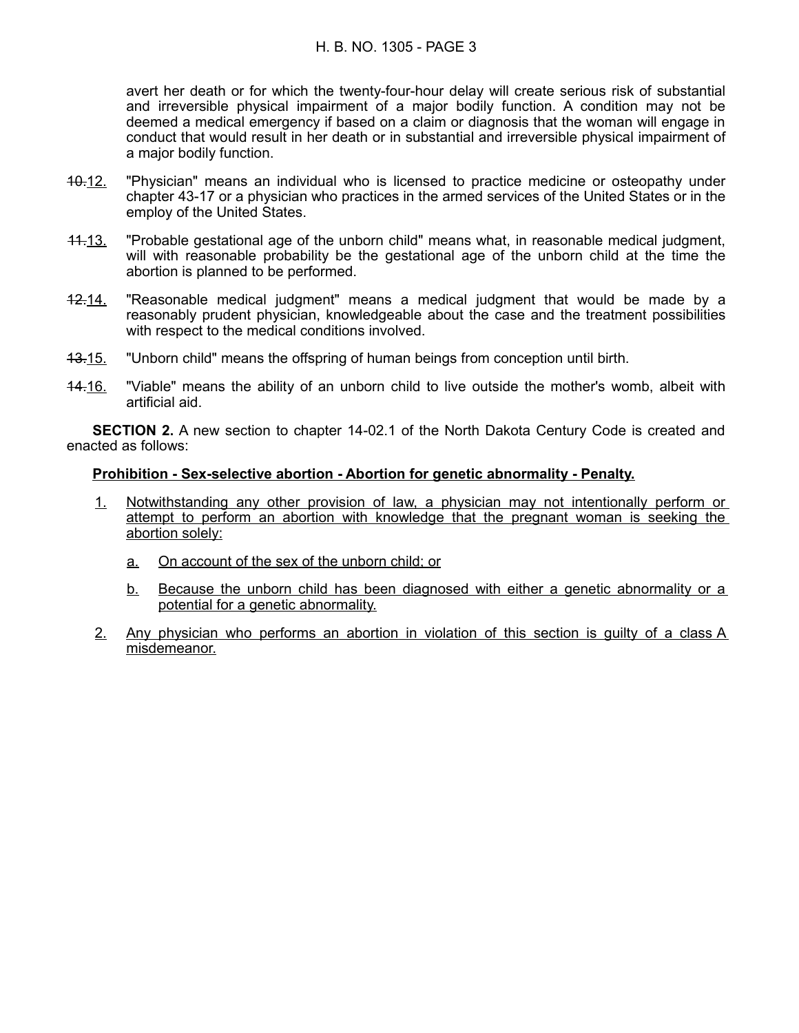avert her death or for which the twenty-four-hour delay will create serious risk of substantial and irreversible physical impairment of a major bodily function. A condition may not be deemed a medical emergency if based on a claim or diagnosis that the woman will engage in conduct that would result in her death or in substantial and irreversible physical impairment of a major bodily function.

~~10.~~<u>12.</u> "Physician" means an individual who is licensed to practice medicine or osteopathy under chapter 43-17 or a physician who practices in the armed services of the United States or in the employ of the United States.

~~11.~~<u>13.</u> "Probable gestational age of the unborn child" means what, in reasonable medical judgment, will with reasonable probability be the gestational age of the unborn child at the time the abortion is planned to be performed.

~~12.~~<u>14.</u> "Reasonable medical judgment" means a medical judgment that would be made by a reasonably prudent physician, knowledgeable about the case and the treatment possibilities with respect to the medical conditions involved.

~~13.~~<u>15.</u> "Unborn child" means the offspring of human beings from conception until birth.

~~14.~~<u>16.</u> "Viable" means the ability of an unborn child to live outside the mother's womb, albeit with artificial aid.

**SECTION 2.** A new section to chapter 14-02.1 of the North Dakota Century Code is created and enacted as follows:

<u>**Prohibition - Sex-selective abortion - Abortion for genetic abnormality - Penalty.**</u>

<u>1.</u> <u>Notwithstanding any other provision of law, a physician may not intentionally perform or attempt to perform an abortion with knowledge that the pregnant woman is seeking the abortion solely:</u>

<u>a.</u> <u>On account of the sex of the unborn child; or</u>

<u>b.</u> <u>Because the unborn child has been diagnosed with either a genetic abnormality or a potential for a genetic abnormality.</u>

<u>2.</u> <u>Any physician who performs an abortion in violation of this section is guilty of a class A misdemeanor.</u>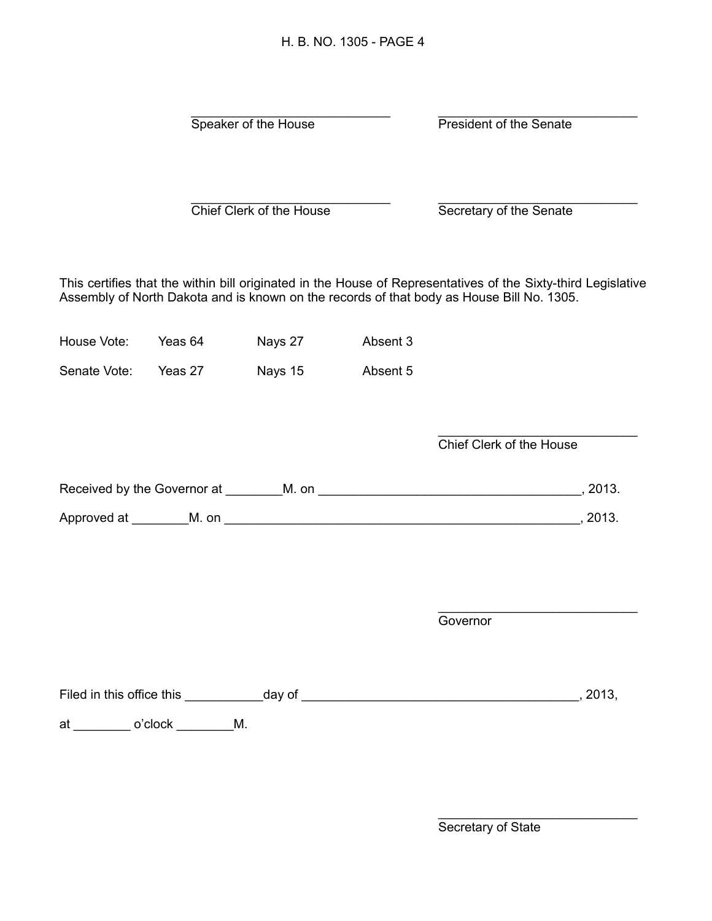\_\_\_\_\_\_\_\_\_\_\_\_\_\_\_\_\_\_\_\_\_\_\_\_\_\_\_\_
Speaker of the House

\_\_\_\_\_\_\_\_\_\_\_\_\_\_\_\_\_\_\_\_\_\_\_\_\_\_\_\_
President of the Senate

\_\_\_\_\_\_\_\_\_\_\_\_\_\_\_\_\_\_\_\_\_\_\_\_\_\_\_\_
Chief Clerk of the House

\_\_\_\_\_\_\_\_\_\_\_\_\_\_\_\_\_\_\_\_\_\_\_\_\_\_\_\_
Secretary of the Senate

This certifies that the within bill originated in the House of Representatives of the Sixty-third Legislative Assembly of North Dakota and is known on the records of that body as House Bill No. 1305.

| | | | |
|---|---|---|---|
| House Vote: | Yeas 64 | Nays 27 | Absent 3 |
| Senate Vote: | Yeas 27 | Nays 15 | Absent 5 |

\_\_\_\_\_\_\_\_\_\_\_\_\_\_\_\_\_\_\_\_\_\_\_\_\_\_\_\_
Chief Clerk of the House

Received by the Governor at \_\_\_\_\_\_\_\_M. on \_\_\_\_\_\_\_\_\_\_\_\_\_\_\_\_\_\_\_\_\_\_\_\_\_\_\_\_\_\_\_\_\_\_\_\_\_, 2013.

Approved at \_\_\_\_\_\_\_\_M. on \_\_\_\_\_\_\_\_\_\_\_\_\_\_\_\_\_\_\_\_\_\_\_\_\_\_\_\_\_\_\_\_\_\_\_\_\_\_\_\_\_\_\_\_\_\_\_\_\_\_\_\_\_, 2013.

\_\_\_\_\_\_\_\_\_\_\_\_\_\_\_\_\_\_\_\_\_\_\_\_\_\_\_\_
Governor

Filed in this office this \_\_\_\_\_\_\_\_\_\_\_day of \_\_\_\_\_\_\_\_\_\_\_\_\_\_\_\_\_\_\_\_\_\_\_\_\_\_\_\_\_\_\_\_\_\_\_\_\_\_\_, 2013,

at \_\_\_\_\_\_\_\_ o'clock \_\_\_\_\_\_\_\_M.

\_\_\_\_\_\_\_\_\_\_\_\_\_\_\_\_\_\_\_\_\_\_\_\_\_\_\_\_
Secretary of State